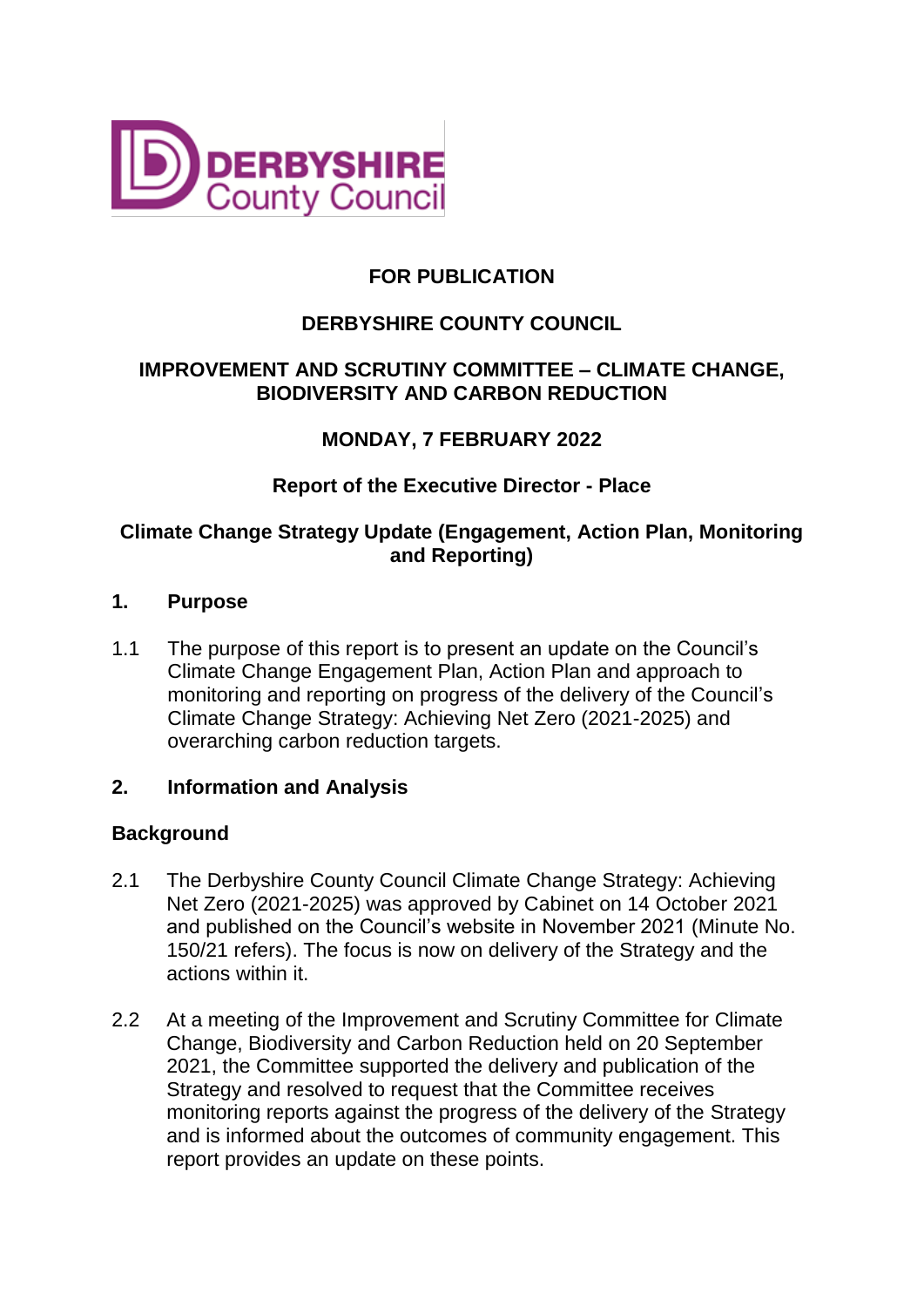**FOR PUBLICATION**

**DERBYSHIRE COUNTY COUNCIL**

**IMPROVEMENT AND SCRUTINY COMMITTEE – CLIMATE CHANGE, BIODIVERSITY AND CARBON REDUCTION**

**MONDAY, 7 FEBRUARY 2022**

**Report of the Executive Director - Place**

**Climate Change Strategy Update (Engagement, Action Plan, Monitoring and Reporting)**

## 1. Purpose

1.1 The purpose of this report is to present an update on the Council's Climate Change Engagement Plan, Action Plan and approach to monitoring and reporting on progress of the delivery of the Council's Climate Change Strategy: Achieving Net Zero (2021-2025) and overarching carbon reduction targets.

## 2. Information and Analysis

### Background

2.1 The Derbyshire County Council Climate Change Strategy: Achieving Net Zero (2021-2025) was approved by Cabinet on 14 October 2021 and published on the Council's website in November 2021 (Minute No. 150/21 refers). The focus is now on delivery of the Strategy and the actions within it.

2.2 At a meeting of the Improvement and Scrutiny Committee for Climate Change, Biodiversity and Carbon Reduction held on 20 September 2021, the Committee supported the delivery and publication of the Strategy and resolved to request that the Committee receives monitoring reports against the progress of the delivery of the Strategy and is informed about the outcomes of community engagement. This report provides an update on these points.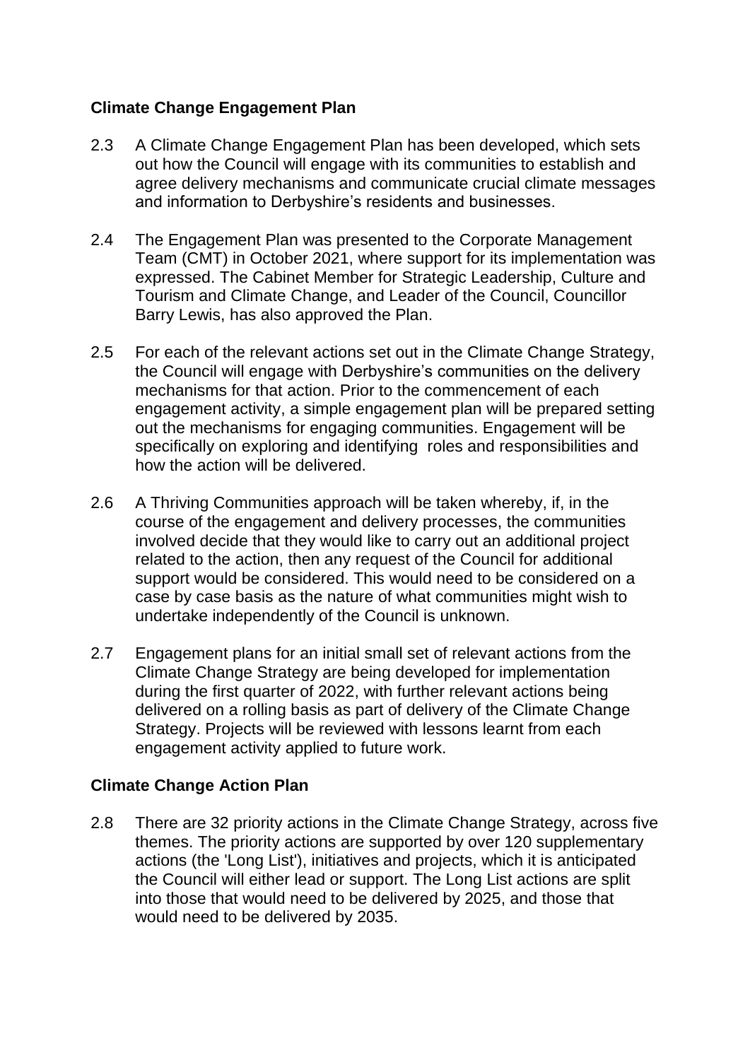## Climate Change Engagement Plan

2.3 A Climate Change Engagement Plan has been developed, which sets out how the Council will engage with its communities to establish and agree delivery mechanisms and communicate crucial climate messages and information to Derbyshire's residents and businesses.

2.4 The Engagement Plan was presented to the Corporate Management Team (CMT) in October 2021, where support for its implementation was expressed. The Cabinet Member for Strategic Leadership, Culture and Tourism and Climate Change, and Leader of the Council, Councillor Barry Lewis, has also approved the Plan.

2.5 For each of the relevant actions set out in the Climate Change Strategy, the Council will engage with Derbyshire's communities on the delivery mechanisms for that action. Prior to the commencement of each engagement activity, a simple engagement plan will be prepared setting out the mechanisms for engaging communities. Engagement will be specifically on exploring and identifying roles and responsibilities and how the action will be delivered.

2.6 A Thriving Communities approach will be taken whereby, if, in the course of the engagement and delivery processes, the communities involved decide that they would like to carry out an additional project related to the action, then any request of the Council for additional support would be considered. This would need to be considered on a case by case basis as the nature of what communities might wish to undertake independently of the Council is unknown.

2.7 Engagement plans for an initial small set of relevant actions from the Climate Change Strategy are being developed for implementation during the first quarter of 2022, with further relevant actions being delivered on a rolling basis as part of delivery of the Climate Change Strategy. Projects will be reviewed with lessons learnt from each engagement activity applied to future work.

## Climate Change Action Plan

2.8 There are 32 priority actions in the Climate Change Strategy, across five themes. The priority actions are supported by over 120 supplementary actions (the 'Long List'), initiatives and projects, which it is anticipated the Council will either lead or support. The Long List actions are split into those that would need to be delivered by 2025, and those that would need to be delivered by 2035.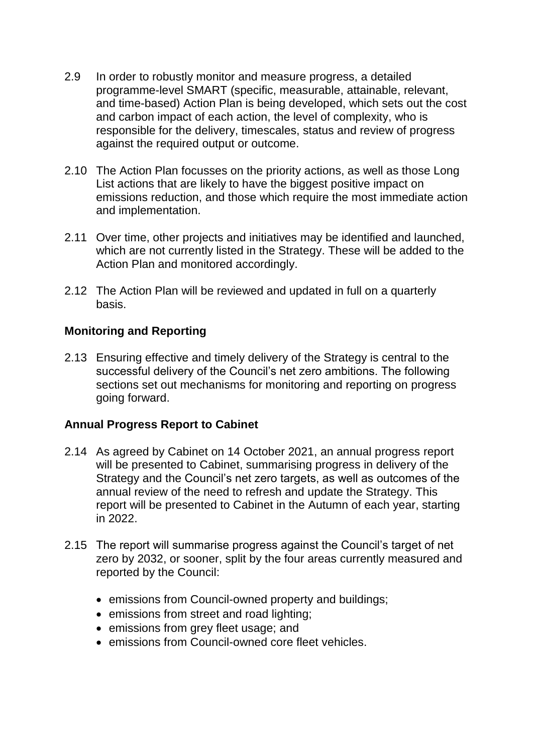2.9 In order to robustly monitor and measure progress, a detailed programme-level SMART (specific, measurable, attainable, relevant, and time-based) Action Plan is being developed, which sets out the cost and carbon impact of each action, the level of complexity, who is responsible for the delivery, timescales, status and review of progress against the required output or outcome.

2.10 The Action Plan focusses on the priority actions, as well as those Long List actions that are likely to have the biggest positive impact on emissions reduction, and those which require the most immediate action and implementation.

2.11 Over time, other projects and initiatives may be identified and launched, which are not currently listed in the Strategy. These will be added to the Action Plan and monitored accordingly.

2.12 The Action Plan will be reviewed and updated in full on a quarterly basis.

**Monitoring and Reporting**

2.13 Ensuring effective and timely delivery of the Strategy is central to the successful delivery of the Council's net zero ambitions. The following sections set out mechanisms for monitoring and reporting on progress going forward.

**Annual Progress Report to Cabinet**

2.14 As agreed by Cabinet on 14 October 2021, an annual progress report will be presented to Cabinet, summarising progress in delivery of the Strategy and the Council's net zero targets, as well as outcomes of the annual review of the need to refresh and update the Strategy. This report will be presented to Cabinet in the Autumn of each year, starting in 2022.

2.15 The report will summarise progress against the Council's target of net zero by 2032, or sooner, split by the four areas currently measured and reported by the Council:

- emissions from Council-owned property and buildings;
- emissions from street and road lighting;
- emissions from grey fleet usage; and
- emissions from Council-owned core fleet vehicles.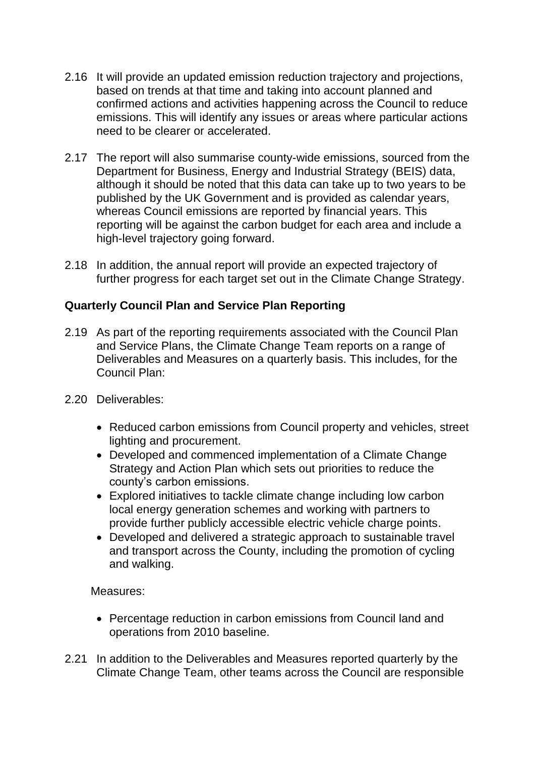2.16 It will provide an updated emission reduction trajectory and projections, based on trends at that time and taking into account planned and confirmed actions and activities happening across the Council to reduce emissions. This will identify any issues or areas where particular actions need to be clearer or accelerated.

2.17 The report will also summarise county-wide emissions, sourced from the Department for Business, Energy and Industrial Strategy (BEIS) data, although it should be noted that this data can take up to two years to be published by the UK Government and is provided as calendar years, whereas Council emissions are reported by financial years. This reporting will be against the carbon budget for each area and include a high-level trajectory going forward.

2.18 In addition, the annual report will provide an expected trajectory of further progress for each target set out in the Climate Change Strategy.

**Quarterly Council Plan and Service Plan Reporting**

2.19 As part of the reporting requirements associated with the Council Plan and Service Plans, the Climate Change Team reports on a range of Deliverables and Measures on a quarterly basis. This includes, for the Council Plan:

2.20 Deliverables:

- Reduced carbon emissions from Council property and vehicles, street lighting and procurement.
- Developed and commenced implementation of a Climate Change Strategy and Action Plan which sets out priorities to reduce the county's carbon emissions.
- Explored initiatives to tackle climate change including low carbon local energy generation schemes and working with partners to provide further publicly accessible electric vehicle charge points.
- Developed and delivered a strategic approach to sustainable travel and transport across the County, including the promotion of cycling and walking.

Measures:

- Percentage reduction in carbon emissions from Council land and operations from 2010 baseline.

2.21 In addition to the Deliverables and Measures reported quarterly by the Climate Change Team, other teams across the Council are responsible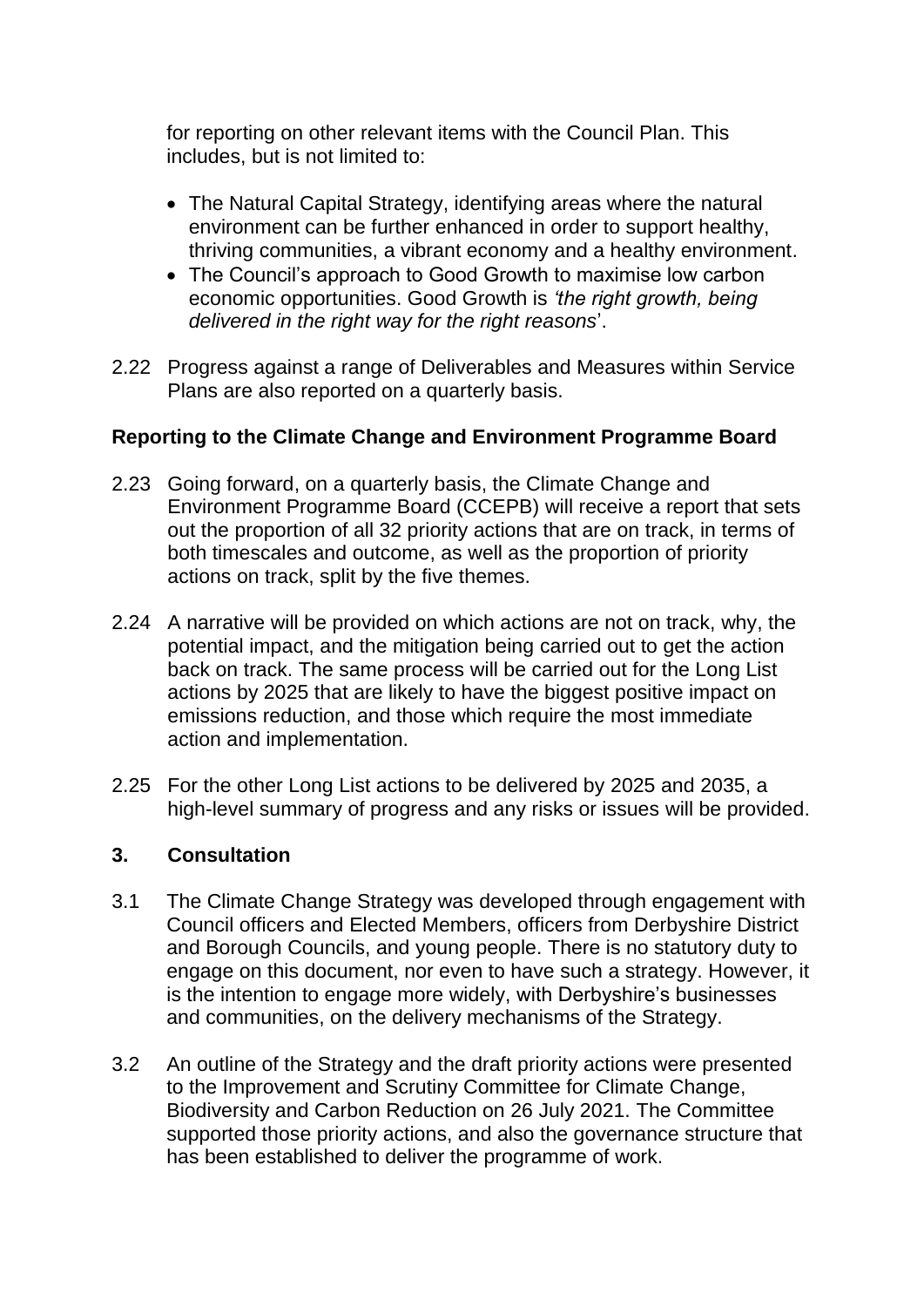for reporting on other relevant items with the Council Plan. This includes, but is not limited to:

- The Natural Capital Strategy, identifying areas where the natural environment can be further enhanced in order to support healthy, thriving communities, a vibrant economy and a healthy environment.
- The Council's approach to Good Growth to maximise low carbon economic opportunities. Good Growth is *'the right growth, being delivered in the right way for the right reasons*'.

2.22 Progress against a range of Deliverables and Measures within Service Plans are also reported on a quarterly basis.

**Reporting to the Climate Change and Environment Programme Board**

2.23 Going forward, on a quarterly basis, the Climate Change and Environment Programme Board (CCEPB) will receive a report that sets out the proportion of all 32 priority actions that are on track, in terms of both timescales and outcome, as well as the proportion of priority actions on track, split by the five themes.

2.24 A narrative will be provided on which actions are not on track, why, the potential impact, and the mitigation being carried out to get the action back on track. The same process will be carried out for the Long List actions by 2025 that are likely to have the biggest positive impact on emissions reduction, and those which require the most immediate action and implementation.

2.25 For the other Long List actions to be delivered by 2025 and 2035, a high-level summary of progress and any risks or issues will be provided.

## 3. Consultation

3.1 The Climate Change Strategy was developed through engagement with Council officers and Elected Members, officers from Derbyshire District and Borough Councils, and young people. There is no statutory duty to engage on this document, nor even to have such a strategy. However, it is the intention to engage more widely, with Derbyshire's businesses and communities, on the delivery mechanisms of the Strategy.

3.2 An outline of the Strategy and the draft priority actions were presented to the Improvement and Scrutiny Committee for Climate Change, Biodiversity and Carbon Reduction on 26 July 2021. The Committee supported those priority actions, and also the governance structure that has been established to deliver the programme of work.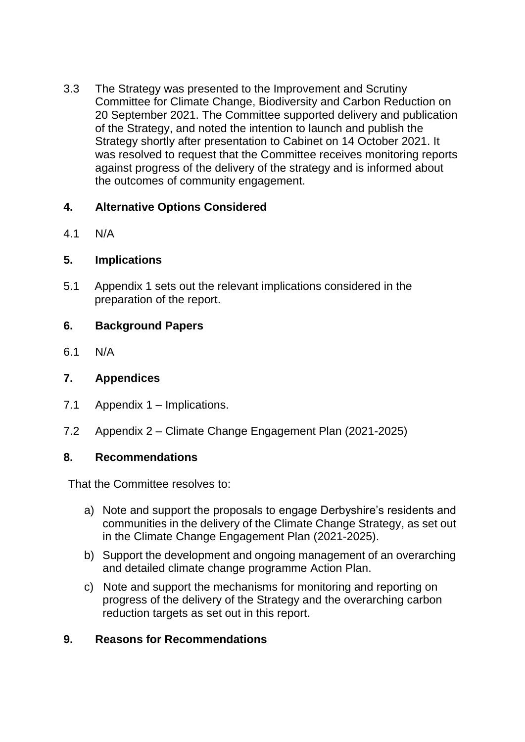3.3 The Strategy was presented to the Improvement and Scrutiny Committee for Climate Change, Biodiversity and Carbon Reduction on 20 September 2021. The Committee supported delivery and publication of the Strategy, and noted the intention to launch and publish the Strategy shortly after presentation to Cabinet on 14 October 2021. It was resolved to request that the Committee receives monitoring reports against progress of the delivery of the strategy and is informed about the outcomes of community engagement.

## 4. Alternative Options Considered

4.1 N/A

## 5. Implications

5.1 Appendix 1 sets out the relevant implications considered in the preparation of the report.

## 6. Background Papers

6.1 N/A

## 7. Appendices

7.1 Appendix 1 – Implications.

7.2 Appendix 2 – Climate Change Engagement Plan (2021-2025)

## 8. Recommendations

That the Committee resolves to:

a) Note and support the proposals to engage Derbyshire's residents and communities in the delivery of the Climate Change Strategy, as set out in the Climate Change Engagement Plan (2021-2025).

b) Support the development and ongoing management of an overarching and detailed climate change programme Action Plan.

c) Note and support the mechanisms for monitoring and reporting on progress of the delivery of the Strategy and the overarching carbon reduction targets as set out in this report.

## 9. Reasons for Recommendations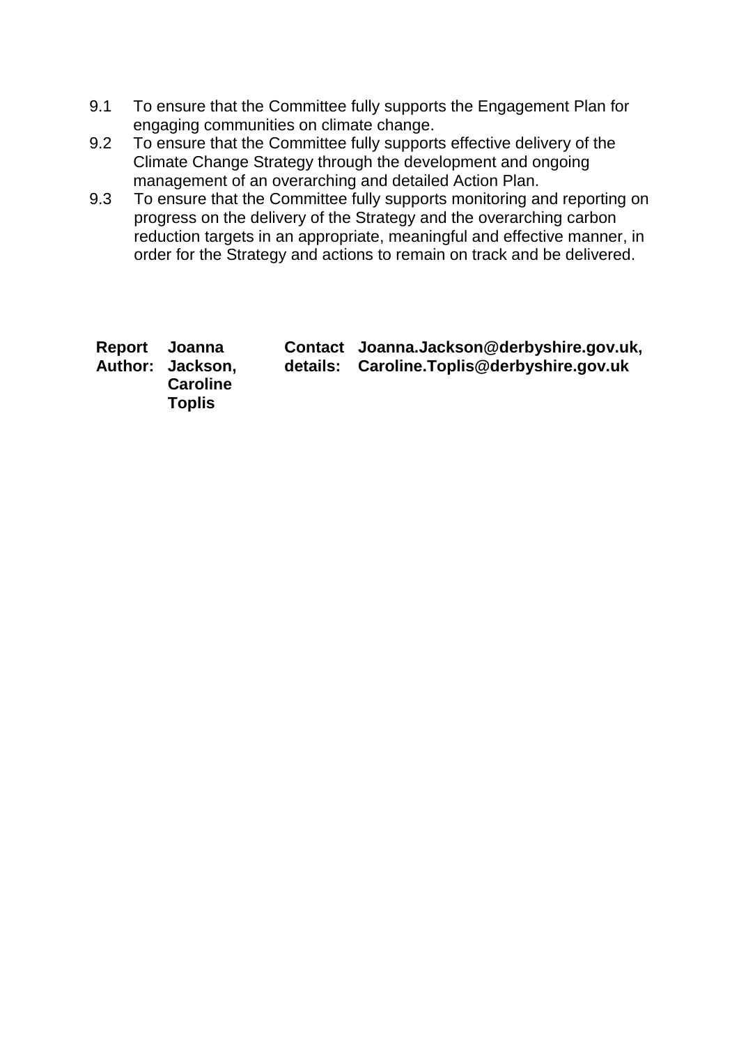9.1 To ensure that the Committee fully supports the Engagement Plan for engaging communities on climate change.

9.2 To ensure that the Committee fully supports effective delivery of the Climate Change Strategy through the development and ongoing management of an overarching and detailed Action Plan.

9.3 To ensure that the Committee fully supports monitoring and reporting on progress on the delivery of the Strategy and the overarching carbon reduction targets in an appropriate, meaningful and effective manner, in order for the Strategy and actions to remain on track and be delivered.

| **Report Author:** | **Joanna Jackson, Caroline Toplis** | **Contact details:** | **Joanna.Jackson@derbyshire.gov.uk, Caroline.Toplis@derbyshire.gov.uk** |
|---|---|---|---|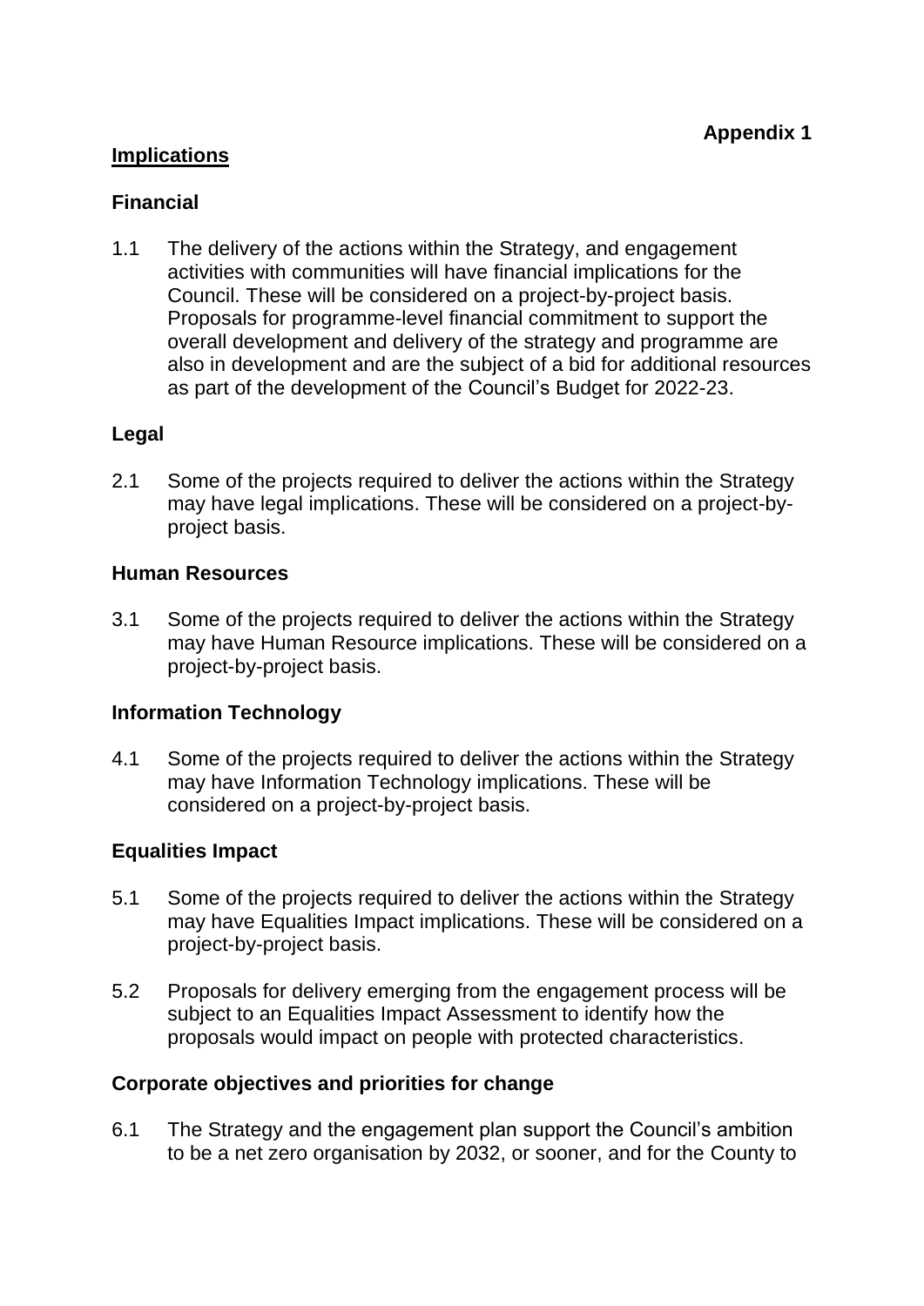**Appendix 1**

## Implications

### Financial

1.1 The delivery of the actions within the Strategy, and engagement activities with communities will have financial implications for the Council. These will be considered on a project-by-project basis. Proposals for programme-level financial commitment to support the overall development and delivery of the strategy and programme are also in development and are the subject of a bid for additional resources as part of the development of the Council's Budget for 2022-23.

### Legal

2.1 Some of the projects required to deliver the actions within the Strategy may have legal implications. These will be considered on a project-by-project basis.

### Human Resources

3.1 Some of the projects required to deliver the actions within the Strategy may have Human Resource implications. These will be considered on a project-by-project basis.

### Information Technology

4.1 Some of the projects required to deliver the actions within the Strategy may have Information Technology implications. These will be considered on a project-by-project basis.

### Equalities Impact

5.1 Some of the projects required to deliver the actions within the Strategy may have Equalities Impact implications. These will be considered on a project-by-project basis.

5.2 Proposals for delivery emerging from the engagement process will be subject to an Equalities Impact Assessment to identify how the proposals would impact on people with protected characteristics.

### Corporate objectives and priorities for change

6.1 The Strategy and the engagement plan support the Council's ambition to be a net zero organisation by 2032, or sooner, and for the County to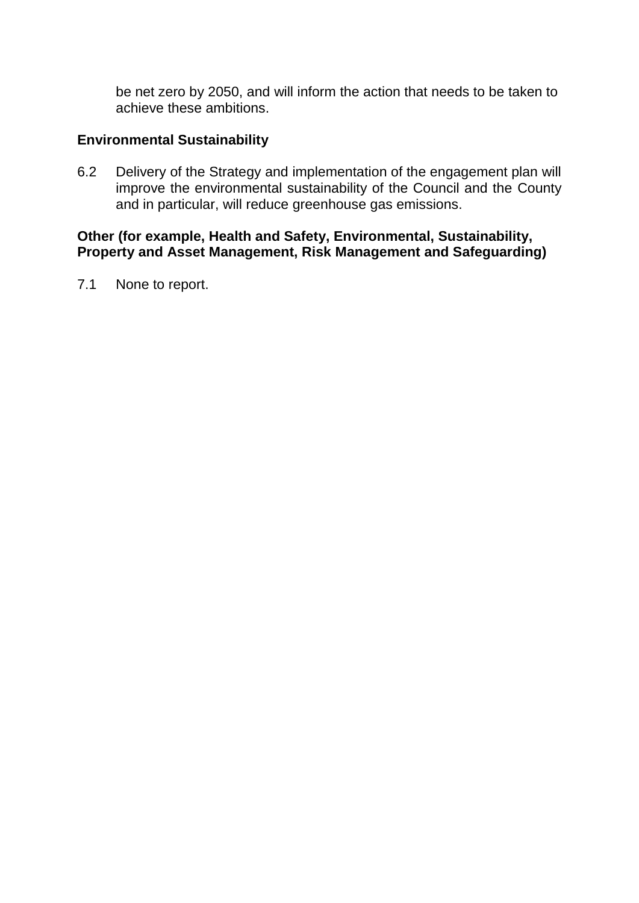be net zero by 2050, and will inform the action that needs to be taken to achieve these ambitions.

**Environmental Sustainability**

6.2 Delivery of the Strategy and implementation of the engagement plan will improve the environmental sustainability of the Council and the County and in particular, will reduce greenhouse gas emissions.

**Other (for example, Health and Safety, Environmental, Sustainability, Property and Asset Management, Risk Management and Safeguarding)**

7.1 None to report.